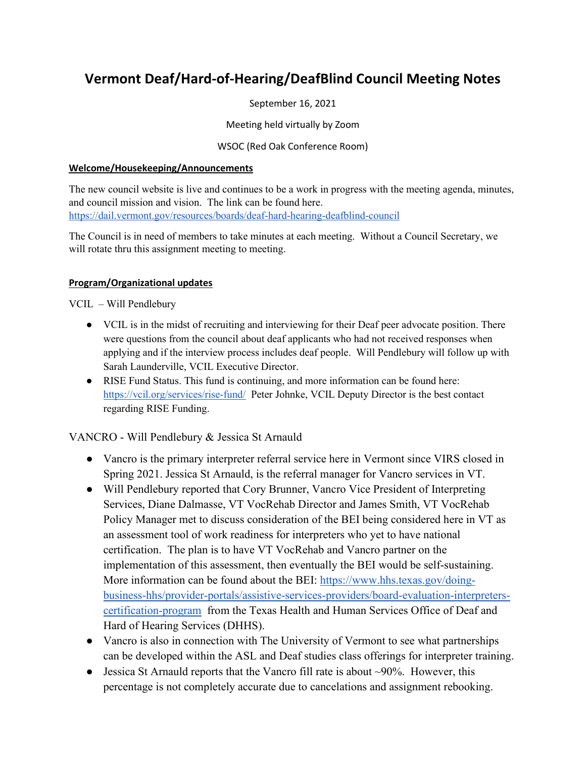# Vermont Deaf/Hard-of-Hearing/DeafBlind Council Meeting Notes

September 16, 2021

Meeting held virtually by Zoom

WSOC (Red Oak Conference Room)

**Welcome/Housekeeping/Announcements**

The new council website is live and continues to be a work in progress with the meeting agenda, minutes, and council mission and vision. The link can be found here. https://dail.vermont.gov/resources/boards/deaf-hard-hearing-deafblind-council

The Council is in need of members to take minutes at each meeting. Without a Council Secretary, we will rotate thru this assignment meeting to meeting.

**Program/Organizational updates**

VCIL – Will Pendlebury

- VCIL is in the midst of recruiting and interviewing for their Deaf peer advocate position. There were questions from the council about deaf applicants who had not received responses when applying and if the interview process includes deaf people. Will Pendlebury will follow up with Sarah Launderville, VCIL Executive Director.
- RISE Fund Status. This fund is continuing, and more information can be found here: https://vcil.org/services/rise-fund/ Peter Johnke, VCIL Deputy Director is the best contact regarding RISE Funding.

VANCRO - Will Pendlebury & Jessica St Arnauld

- Vancro is the primary interpreter referral service here in Vermont since VIRS closed in Spring 2021. Jessica St Arnauld, is the referral manager for Vancro services in VT.
- Will Pendlebury reported that Cory Brunner, Vancro Vice President of Interpreting Services, Diane Dalmasse, VT VocRehab Director and James Smith, VT VocRehab Policy Manager met to discuss consideration of the BEI being considered here in VT as an assessment tool of work readiness for interpreters who yet to have national certification. The plan is to have VT VocRehab and Vancro partner on the implementation of this assessment, then eventually the BEI would be self-sustaining. More information can be found about the BEI: https://www.hhs.texas.gov/doing-business-hhs/provider-portals/assistive-services-providers/board-evaluation-interpreters-certification-program from the Texas Health and Human Services Office of Deaf and Hard of Hearing Services (DHHS).
- Vancro is also in connection with The University of Vermont to see what partnerships can be developed within the ASL and Deaf studies class offerings for interpreter training.
- Jessica St Arnauld reports that the Vancro fill rate is about ~90%. However, this percentage is not completely accurate due to cancelations and assignment rebooking.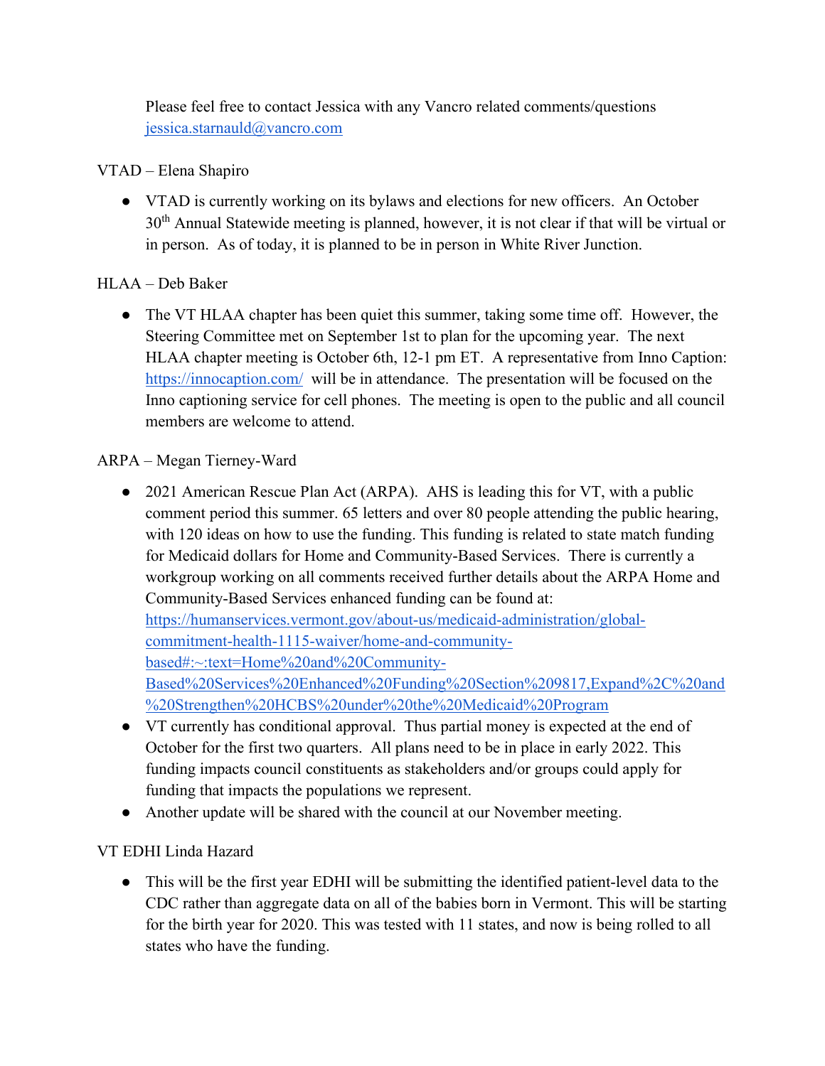Please feel free to contact Jessica with any Vancro related comments/questions [jessica.starnauld@vancro.com](mailto:jessica.starnauld@vancro.com)

VTAD – Elena Shapiro

- VTAD is currently working on its bylaws and elections for new officers. An October 30th Annual Statewide meeting is planned, however, it is not clear if that will be virtual or in person. As of today, it is planned to be in person in White River Junction.

HLAA – Deb Baker

- The VT HLAA chapter has been quiet this summer, taking some time off. However, the Steering Committee met on September 1st to plan for the upcoming year. The next HLAA chapter meeting is October 6th, 12-1 pm ET. A representative from Inno Caption: [https://innocaption.com/](https://innocaption.com/) will be in attendance. The presentation will be focused on the Inno captioning service for cell phones. The meeting is open to the public and all council members are welcome to attend.

ARPA – Megan Tierney-Ward

- 2021 American Rescue Plan Act (ARPA). AHS is leading this for VT, with a public comment period this summer. 65 letters and over 80 people attending the public hearing, with 120 ideas on how to use the funding. This funding is related to state match funding for Medicaid dollars for Home and Community-Based Services. There is currently a workgroup working on all comments received further details about the ARPA Home and Community-Based Services enhanced funding can be found at: [https://humanservices.vermont.gov/about-us/medicaid-administration/global-commitment-health-1115-waiver/home-and-community-based#:~:text=Home%20and%20Community-Based%20Services%20Enhanced%20Funding%20Section%209817,Expand%2C%20and%20Strengthen%20HCBS%20under%20the%20Medicaid%20Program](https://humanservices.vermont.gov/about-us/medicaid-administration/global-commitment-health-1115-waiver/home-and-community-based#:~:text=Home%20and%20Community-Based%20Services%20Enhanced%20Funding%20Section%209817,Expand%2C%20and%20Strengthen%20HCBS%20under%20the%20Medicaid%20Program)
- VT currently has conditional approval. Thus partial money is expected at the end of October for the first two quarters. All plans need to be in place in early 2022. This funding impacts council constituents as stakeholders and/or groups could apply for funding that impacts the populations we represent.
- Another update will be shared with the council at our November meeting.

VT EDHI Linda Hazard

- This will be the first year EDHI will be submitting the identified patient-level data to the CDC rather than aggregate data on all of the babies born in Vermont. This will be starting for the birth year for 2020. This was tested with 11 states, and now is being rolled to all states who have the funding.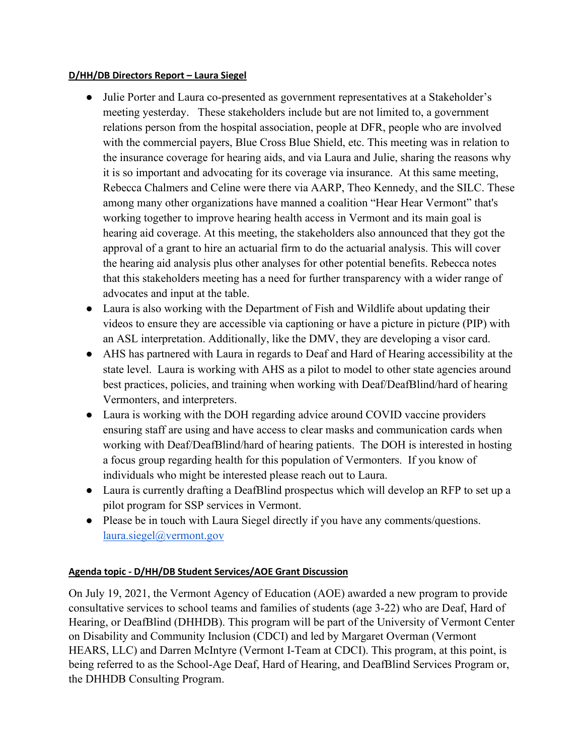**D/HH/DB Directors Report – Laura Siegel**

- Julie Porter and Laura co-presented as government representatives at a Stakeholder's meeting yesterday. These stakeholders include but are not limited to, a government relations person from the hospital association, people at DFR, people who are involved with the commercial payers, Blue Cross Blue Shield, etc. This meeting was in relation to the insurance coverage for hearing aids, and via Laura and Julie, sharing the reasons why it is so important and advocating for its coverage via insurance. At this same meeting, Rebecca Chalmers and Celine were there via AARP, Theo Kennedy, and the SILC. These among many other organizations have manned a coalition "Hear Hear Vermont" that's working together to improve hearing health access in Vermont and its main goal is hearing aid coverage. At this meeting, the stakeholders also announced that they got the approval of a grant to hire an actuarial firm to do the actuarial analysis. This will cover the hearing aid analysis plus other analyses for other potential benefits. Rebecca notes that this stakeholders meeting has a need for further transparency with a wider range of advocates and input at the table.
- Laura is also working with the Department of Fish and Wildlife about updating their videos to ensure they are accessible via captioning or have a picture in picture (PIP) with an ASL interpretation. Additionally, like the DMV, they are developing a visor card.
- AHS has partnered with Laura in regards to Deaf and Hard of Hearing accessibility at the state level. Laura is working with AHS as a pilot to model to other state agencies around best practices, policies, and training when working with Deaf/DeafBlind/hard of hearing Vermonters, and interpreters.
- Laura is working with the DOH regarding advice around COVID vaccine providers ensuring staff are using and have access to clear masks and communication cards when working with Deaf/DeafBlind/hard of hearing patients. The DOH is interested in hosting a focus group regarding health for this population of Vermonters. If you know of individuals who might be interested please reach out to Laura.
- Laura is currently drafting a DeafBlind prospectus which will develop an RFP to set up a pilot program for SSP services in Vermont.
- Please be in touch with Laura Siegel directly if you have any comments/questions. laura.siegel@vermont.gov

**Agenda topic - D/HH/DB Student Services/AOE Grant Discussion**

On July 19, 2021, the Vermont Agency of Education (AOE) awarded a new program to provide consultative services to school teams and families of students (age 3-22) who are Deaf, Hard of Hearing, or DeafBlind (DHHDB). This program will be part of the University of Vermont Center on Disability and Community Inclusion (CDCI) and led by Margaret Overman (Vermont HEARS, LLC) and Darren McIntyre (Vermont I-Team at CDCI). This program, at this point, is being referred to as the School-Age Deaf, Hard of Hearing, and DeafBlind Services Program or, the DHHDB Consulting Program.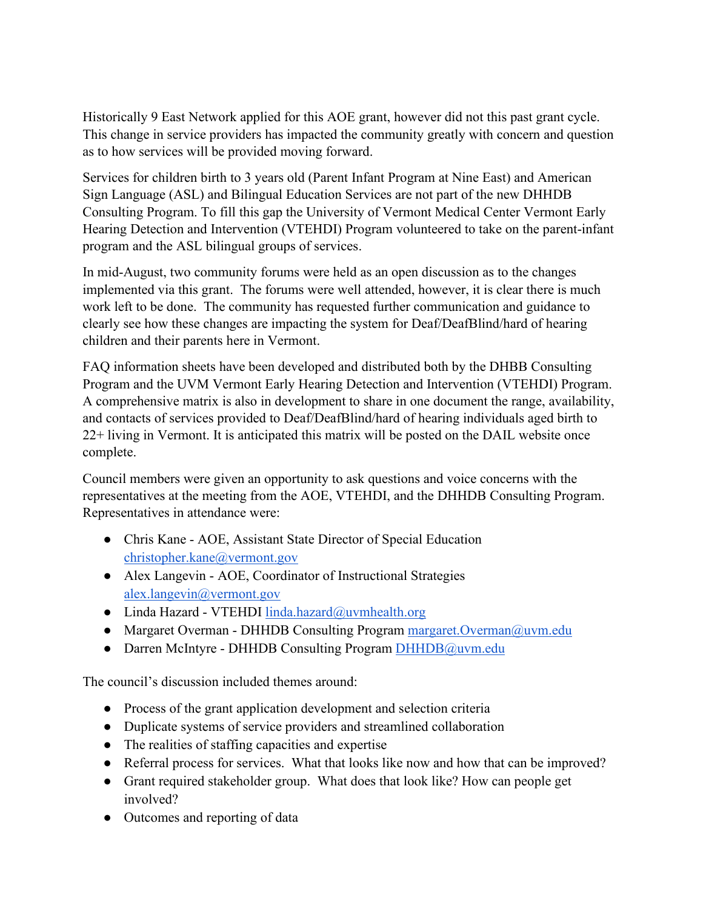Historically 9 East Network applied for this AOE grant, however did not this past grant cycle. This change in service providers has impacted the community greatly with concern and question as to how services will be provided moving forward.

Services for children birth to 3 years old (Parent Infant Program at Nine East) and American Sign Language (ASL) and Bilingual Education Services are not part of the new DHHDB Consulting Program. To fill this gap the University of Vermont Medical Center Vermont Early Hearing Detection and Intervention (VTEHDI) Program volunteered to take on the parent-infant program and the ASL bilingual groups of services.

In mid-August, two community forums were held as an open discussion as to the changes implemented via this grant. The forums were well attended, however, it is clear there is much work left to be done. The community has requested further communication and guidance to clearly see how these changes are impacting the system for Deaf/DeafBlind/hard of hearing children and their parents here in Vermont.

FAQ information sheets have been developed and distributed both by the DHBB Consulting Program and the UVM Vermont Early Hearing Detection and Intervention (VTEHDI) Program. A comprehensive matrix is also in development to share in one document the range, availability, and contacts of services provided to Deaf/DeafBlind/hard of hearing individuals aged birth to 22+ living in Vermont. It is anticipated this matrix will be posted on the DAIL website once complete.

Council members were given an opportunity to ask questions and voice concerns with the representatives at the meeting from the AOE, VTEHDI, and the DHHDB Consulting Program. Representatives in attendance were:

- Chris Kane - AOE, Assistant State Director of Special Education christopher.kane@vermont.gov
- Alex Langevin - AOE, Coordinator of Instructional Strategies alex.langevin@vermont.gov
- Linda Hazard - VTEHDI linda.hazard@uvmhealth.org
- Margaret Overman - DHHDB Consulting Program margaret.Overman@uvm.edu
- Darren McIntyre - DHHDB Consulting Program DHHDB@uvm.edu

The council's discussion included themes around:

- Process of the grant application development and selection criteria
- Duplicate systems of service providers and streamlined collaboration
- The realities of staffing capacities and expertise
- Referral process for services. What that looks like now and how that can be improved?
- Grant required stakeholder group. What does that look like? How can people get involved?
- Outcomes and reporting of data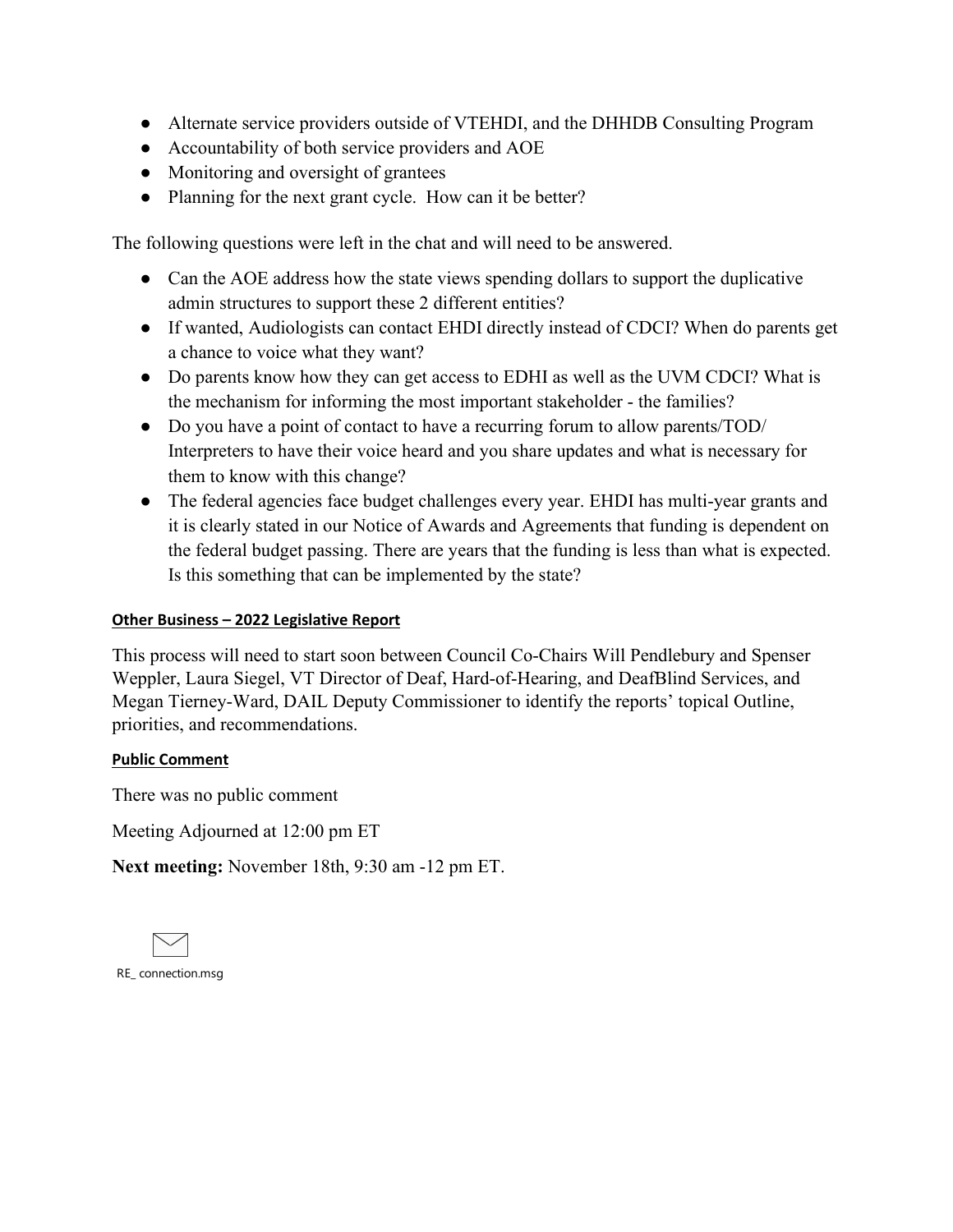- Alternate service providers outside of VTEHDI, and the DHHDB Consulting Program
- Accountability of both service providers and AOE
- Monitoring and oversight of grantees
- Planning for the next grant cycle. How can it be better?

The following questions were left in the chat and will need to be answered.

- Can the AOE address how the state views spending dollars to support the duplicative admin structures to support these 2 different entities?
- If wanted, Audiologists can contact EHDI directly instead of CDCI? When do parents get a chance to voice what they want?
- Do parents know how they can get access to EDHI as well as the UVM CDCI? What is the mechanism for informing the most important stakeholder - the families?
- Do you have a point of contact to have a recurring forum to allow parents/TOD/ Interpreters to have their voice heard and you share updates and what is necessary for them to know with this change?
- The federal agencies face budget challenges every year. EHDI has multi-year grants and it is clearly stated in our Notice of Awards and Agreements that funding is dependent on the federal budget passing. There are years that the funding is less than what is expected. Is this something that can be implemented by the state?

**Other Business – 2022 Legislative Report**

This process will need to start soon between Council Co-Chairs Will Pendlebury and Spenser Weppler, Laura Siegel, VT Director of Deaf, Hard-of-Hearing, and DeafBlind Services, and Megan Tierney-Ward, DAIL Deputy Commissioner to identify the reports' topical Outline, priorities, and recommendations.

**Public Comment**

There was no public comment

Meeting Adjourned at 12:00 pm ET

**Next meeting:** November 18th, 9:30 am -12 pm ET.

RE_ connection.msg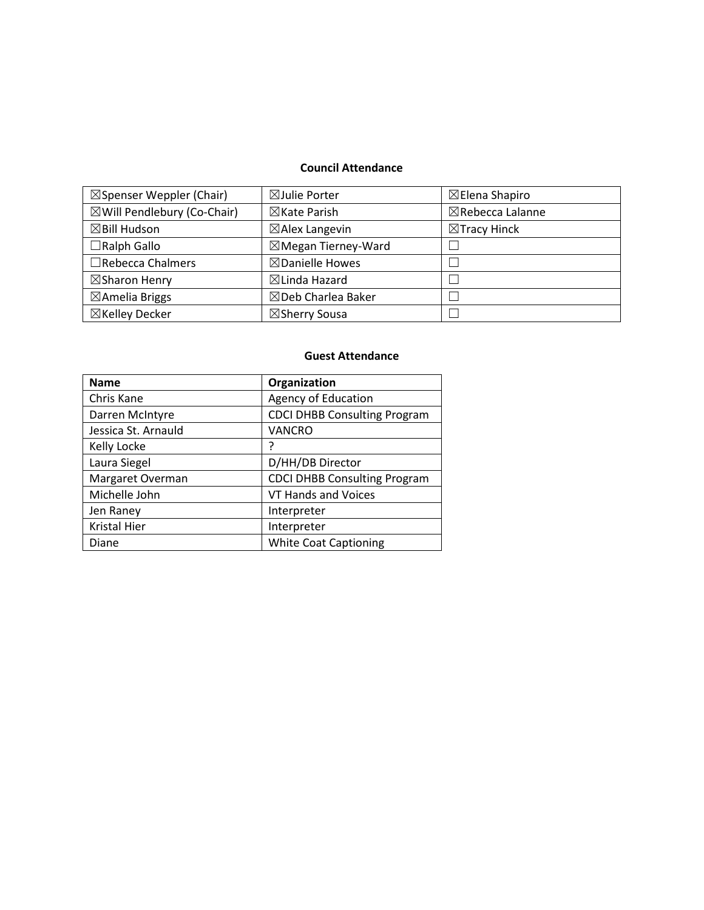**Council Attendance**

| | | |
|---|---|---|
| ☒Spenser Weppler (Chair) | ☒Julie Porter | ☒Elena Shapiro |
| ☒Will Pendlebury (Co-Chair) | ☒Kate Parish | ☒Rebecca Lalanne |
| ☒Bill Hudson | ☒Alex Langevin | ☒Tracy Hinck |
| ☐Ralph Gallo | ☒Megan Tierney-Ward | ☐ |
| ☐Rebecca Chalmers | ☒Danielle Howes | ☐ |
| ☒Sharon Henry | ☒Linda Hazard | ☐ |
| ☒Amelia Briggs | ☒Deb Charlea Baker | ☐ |
| ☒Kelley Decker | ☒Sherry Sousa | ☐ |

**Guest Attendance**

| Name | Organization |
|---|---|
| Chris Kane | Agency of Education |
| Darren McIntyre | CDCI DHBB Consulting Program |
| Jessica St. Arnauld | VANCRO |
| Kelly Locke | ? |
| Laura Siegel | D/HH/DB Director |
| Margaret Overman | CDCI DHBB Consulting Program |
| Michelle John | VT Hands and Voices |
| Jen Raney | Interpreter |
| Kristal Hier | Interpreter |
| Diane | White Coat Captioning |